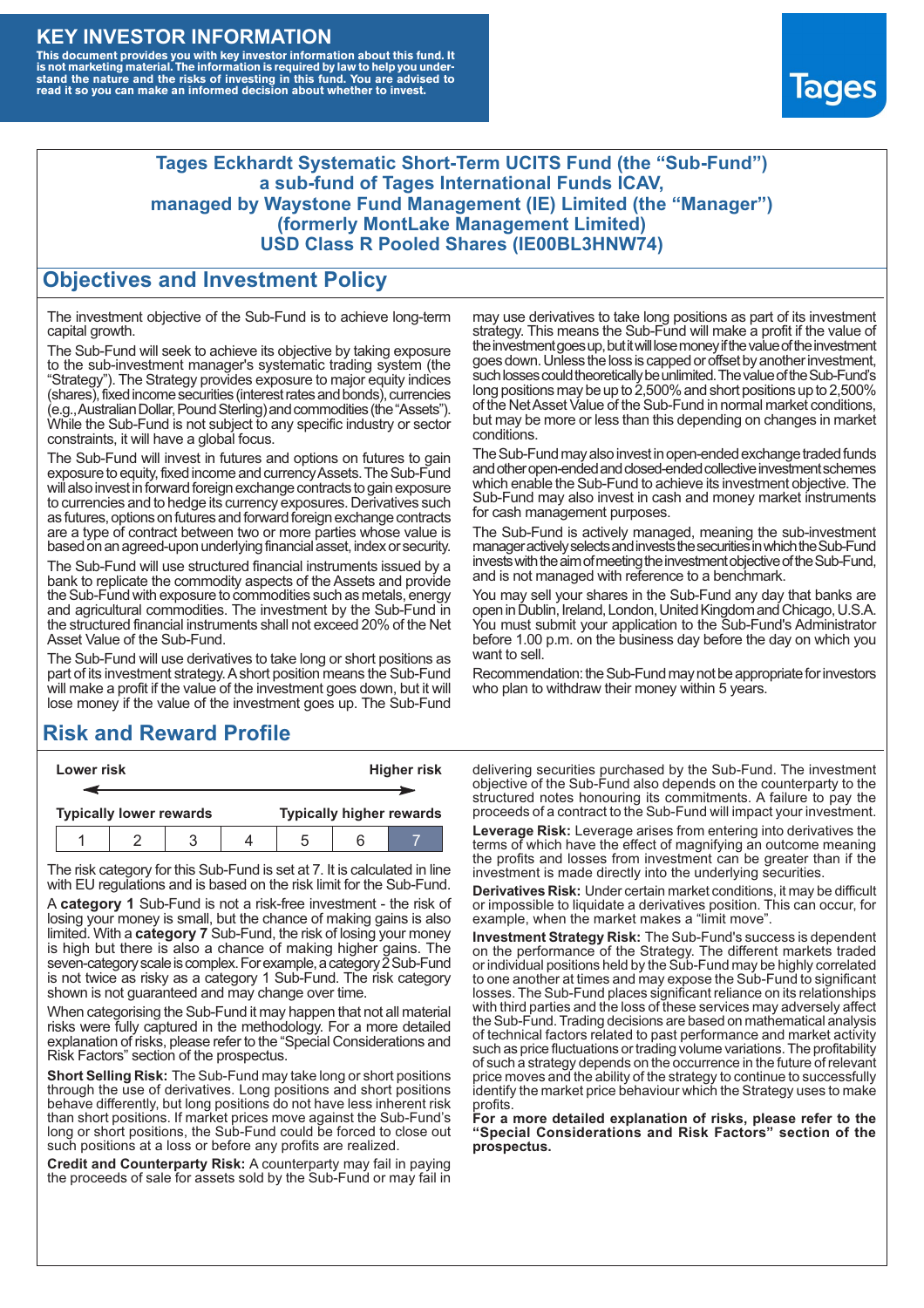# KEY INVESTOR INFORMATION

**This document provides you with key investor information about this fund. It is not marketing material. The information is required by law to help you understand the nature and the risks of investing in this fund. You are advised to read it so you can make an informed decision about whether to invest.**

Tages

## Tages Eckhardt Systematic Short-Term UCITS Fund (the "Sub-Fund") a sub-fund of Tages International Funds ICAV, managed by Waystone Fund Management (IE) Limited (the "Manager") (formerly MontLake Management Limited) USD Class R Pooled Shares (IE00BL3HNW74)

## Objectives and Investment Policy

The investment objective of the Sub-Fund is to achieve long-term capital growth.

The Sub-Fund will seek to achieve its objective by taking exposure to the sub-investment manager's systematic trading system (the "Strategy"). The Strategy provides exposure to major equity indices (shares), fixed income securities (interest rates and bonds), currencies (e.g., Australian Dollar, Pound Sterling) and commodities (the "Assets"). While the Sub-Fund is not subject to any specific industry or sector constraints, it will have a global focus.

The Sub-Fund will invest in futures and options on futures to gain exposure to equity, fixed income and currency Assets. The Sub-Fund will also invest in forward foreign exchange contracts to gain exposure to currencies and to hedge its currency exposures. Derivatives such as futures, options on futures and forward foreign exchange contracts are a type of contract between two or more parties whose value is based on an agreed-upon underlying financial asset, index or security.

The Sub-Fund will use structured financial instruments issued by a bank to replicate the commodity aspects of the Assets and provide the Sub-Fund with exposure to commodities such as metals, energy and agricultural commodities. The investment by the Sub-Fund in the structured financial instruments shall not exceed 20% of the Net Asset Value of the Sub-Fund.

The Sub-Fund will use derivatives to take long or short positions as part of its investment strategy. A short position means the Sub-Fund will make a profit if the value of the investment goes down, but it will lose money if the value of the investment goes up. The Sub-Fund may use derivatives to take long positions as part of its investment strategy. This means the Sub-Fund will make a profit if the value of the investment goes up, but it will lose money if the value of the investment goes down. Unless the loss is capped or offset by another investment, such losses could theoretically be unlimited. The value of the Sub-Fund's long positions may be up to 2,500% and short positions up to 2,500% of the Net Asset Value of the Sub-Fund in normal market conditions, but may be more or less than this depending on changes in market conditions.

The Sub-Fund may also invest in open-ended exchange traded funds and other open-ended and closed-ended collective investment schemes which enable the Sub-Fund to achieve its investment objective. The Sub-Fund may also invest in cash and money market instruments for cash management purposes.

The Sub-Fund is actively managed, meaning the sub-investment manager actively selects and invests the securities in which the Sub-Fund invests with the aim of meeting the investment objective of the Sub-Fund, and is not managed with reference to a benchmark.

You may sell your shares in the Sub-Fund any day that banks are open in Dublin, Ireland, London, United Kingdom and Chicago, U.S.A. You must submit your application to the Sub-Fund's Administrator before 1.00 p.m. on the business day before the day on which you want to sell.

Recommendation: the Sub-Fund may not be appropriate for investors who plan to withdraw their money within 5 years.

## Risk and Reward Profile

| Lower risk | | | | | | Higher risk |
|---|---|---|---|---|---|---|
| Typically lower rewards | | | | | | Typically higher rewards |
| 1 | 2 | 3 | 4 | 5 | 6 | 7 |

The risk category for this Sub-Fund is set at 7. It is calculated in line with EU regulations and is based on the risk limit for the Sub-Fund.

A **category 1** Sub-Fund is not a risk-free investment - the risk of losing your money is small, but the chance of making gains is also limited. With a **category 7** Sub-Fund, the risk of losing your money is high but there is also a chance of making higher gains. The seven-category scale is complex. For example, a category 2 Sub-Fund is not twice as risky as a category 1 Sub-Fund. The risk category shown is not guaranteed and may change over time.

When categorising the Sub-Fund it may happen that not all material risks were fully captured in the methodology. For a more detailed explanation of risks, please refer to the "Special Considerations and Risk Factors" section of the prospectus.

**Short Selling Risk:** The Sub-Fund may take long or short positions through the use of derivatives. Long positions and short positions behave differently, but long positions do not have less inherent risk than short positions. If market prices move against the Sub-Fund's long or short positions, the Sub-Fund could be forced to close out such positions at a loss or before any profits are realized.

**Credit and Counterparty Risk:** A counterparty may fail in paying the proceeds of sale for assets sold by the Sub-Fund or may fail in delivering securities purchased by the Sub-Fund. The investment objective of the Sub-Fund also depends on the counterparty to the structured notes honouring its commitments. A failure to pay the proceeds of a contract to the Sub-Fund will impact your investment.

**Leverage Risk:** Leverage arises from entering into derivatives the terms of which have the effect of magnifying an outcome meaning the profits and losses from investment can be greater than if the investment is made directly into the underlying securities.

**Derivatives Risk:** Under certain market conditions, it may be difficult or impossible to liquidate a derivatives position. This can occur, for example, when the market makes a "limit move".

**Investment Strategy Risk:** The Sub-Fund's success is dependent on the performance of the Strategy. The different markets traded or individual positions held by the Sub-Fund may be highly correlated to one another at times and may expose the Sub-Fund to significant losses. The Sub-Fund places significant reliance on its relationships with third parties and the loss of these services may adversely affect the Sub-Fund. Trading decisions are based on mathematical analysis of technical factors related to past performance and market activity such as price fluctuations or trading volume variations. The profitability of such a strategy depends on the occurrence in the future of relevant price moves and the ability of the strategy to continue to successfully identify the market price behaviour which the Strategy uses to make profits.

**For a more detailed explanation of risks, please refer to the "Special Considerations and Risk Factors" section of the prospectus.**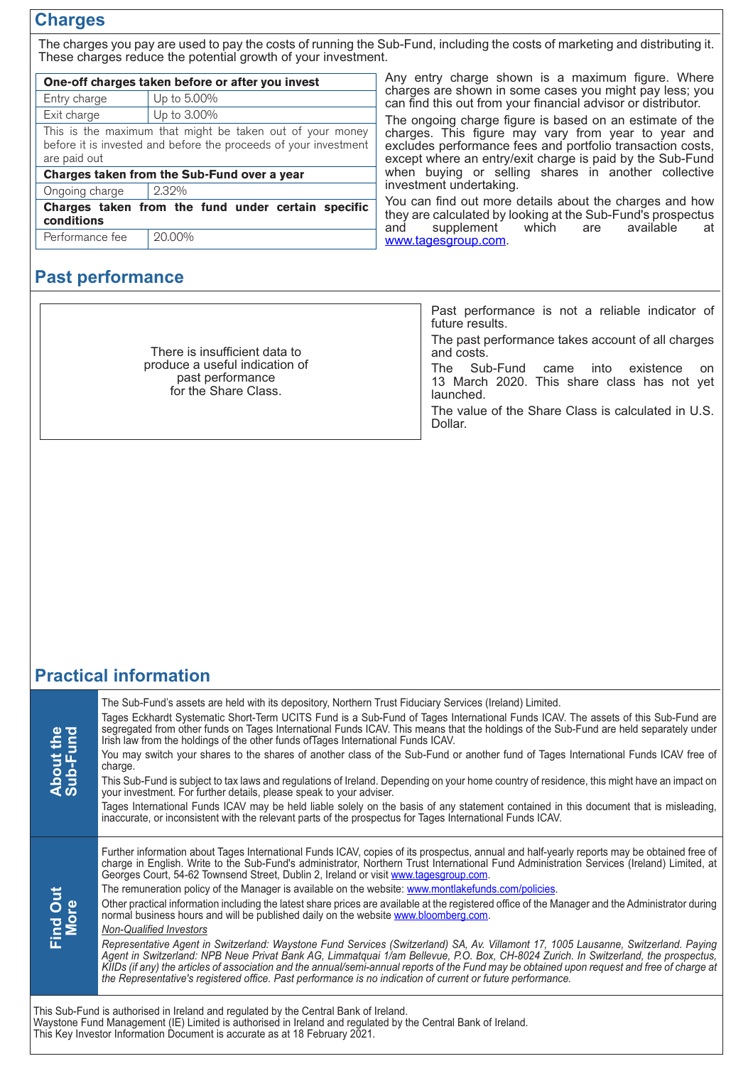## Charges

The charges you pay are used to pay the costs of running the Sub-Fund, including the costs of marketing and distributing it. These charges reduce the potential growth of your investment.

| One-off charges taken before or after you invest | |
|---|---|
| Entry charge | Up to 5.00% |
| Exit charge | Up to 3.00% |
| This is the maximum that might be taken out of your money before it is invested and before the proceeds of your investment are paid out | |
| **Charges taken from the Sub-Fund over a year** | |
| Ongoing charge | 2.32% |
| **Charges taken from the fund under certain specific conditions** | |
| Performance fee | 20.00% |

Any entry charge shown is a maximum figure. Where charges are shown in some cases you might pay less; you can find this out from your financial advisor or distributor.

The ongoing charge figure is based on an estimate of the charges. This figure may vary from year to year and excludes performance fees and portfolio transaction costs, except where an entry/exit charge is paid by the Sub-Fund when buying or selling shares in another collective investment undertaking.

You can find out more details about the charges and how they are calculated by looking at the Sub-Fund's prospectus and supplement which are available at www.tagesgroup.com.

## Past performance

There is insufficient data to produce a useful indication of past performance for the Share Class.

Past performance is not a reliable indicator of future results.

The past performance takes account of all charges and costs.

The Sub-Fund came into existence on 13 March 2020. This share class has not yet launched.

The value of the Share Class is calculated in U.S. Dollar.

## Practical information

### About the Sub-Fund

The Sub-Fund's assets are held with its depository, Northern Trust Fiduciary Services (Ireland) Limited.

Tages Eckhardt Systematic Short-Term UCITS Fund is a Sub-Fund of Tages International Funds ICAV. The assets of this Sub-Fund are segregated from other funds on Tages International Funds ICAV. This means that the holdings of the Sub-Fund are held separately under Irish law from the holdings of the other funds ofTages International Funds ICAV.

You may switch your shares to the shares of another class of the Sub-Fund or another fund of Tages International Funds ICAV free of charge.

This Sub-Fund is subject to tax laws and regulations of Ireland. Depending on your home country of residence, this might have an impact on your investment. For further details, please speak to your adviser.

Tages International Funds ICAV may be held liable solely on the basis of any statement contained in this document that is misleading, inaccurate, or inconsistent with the relevant parts of the prospectus for Tages International Funds ICAV.

### Find Out More

Further information about Tages International Funds ICAV, copies of its prospectus, annual and half-yearly reports may be obtained free of charge in English. Write to the Sub-Fund's administrator, Northern Trust International Fund Administration Services (Ireland) Limited, at Georges Court, 54-62 Townsend Street, Dublin 2, Ireland or visit www.tagesgroup.com.

The remuneration policy of the Manager is available on the website: www.montlakefunds.com/policies.

Other practical information including the latest share prices are available at the registered office of the Manager and the Administrator during normal business hours and will be published daily on the website www.bloomberg.com.

*Non-Qualified Investors*

*Representative Agent in Switzerland: Waystone Fund Services (Switzerland) SA, Av. Villamont 17, 1005 Lausanne, Switzerland. Paying Agent in Switzerland: NPB Neue Privat Bank AG, Limmatquai 1/am Bellevue, P.O. Box, CH-8024 Zurich. In Switzerland, the prospectus, KIIDs (if any) the articles of association and the annual/semi-annual reports of the Fund may be obtained upon request and free of charge at the Representative's registered office. Past performance is no indication of current or future performance.*

This Sub-Fund is authorised in Ireland and regulated by the Central Bank of Ireland.
Waystone Fund Management (IE) Limited is authorised in Ireland and regulated by the Central Bank of Ireland.
This Key Investor Information Document is accurate as at 18 February 2021.